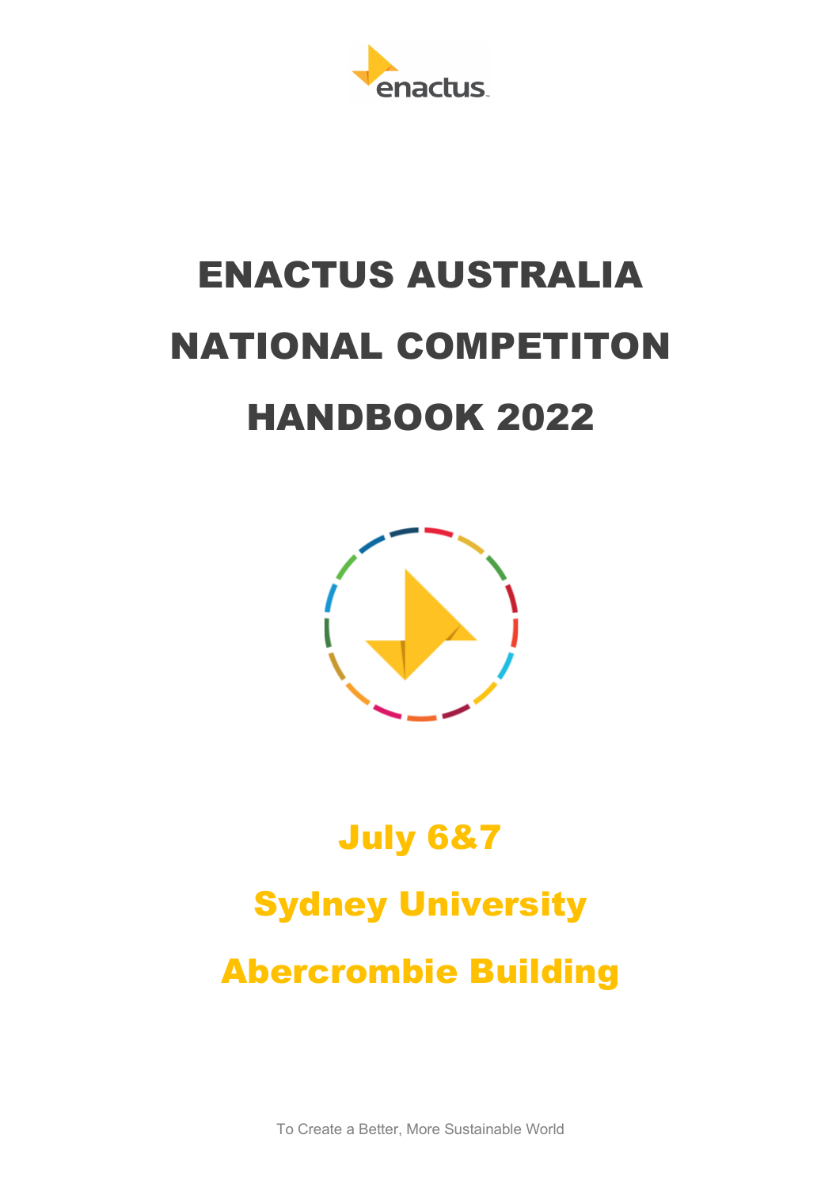# ENACTUS AUSTRALIA NATIONAL COMPETITON HANDBOOK 2022

**July 6&7**

**Sydney University**

**Abercrombie Building**

To Create a Better, More Sustainable World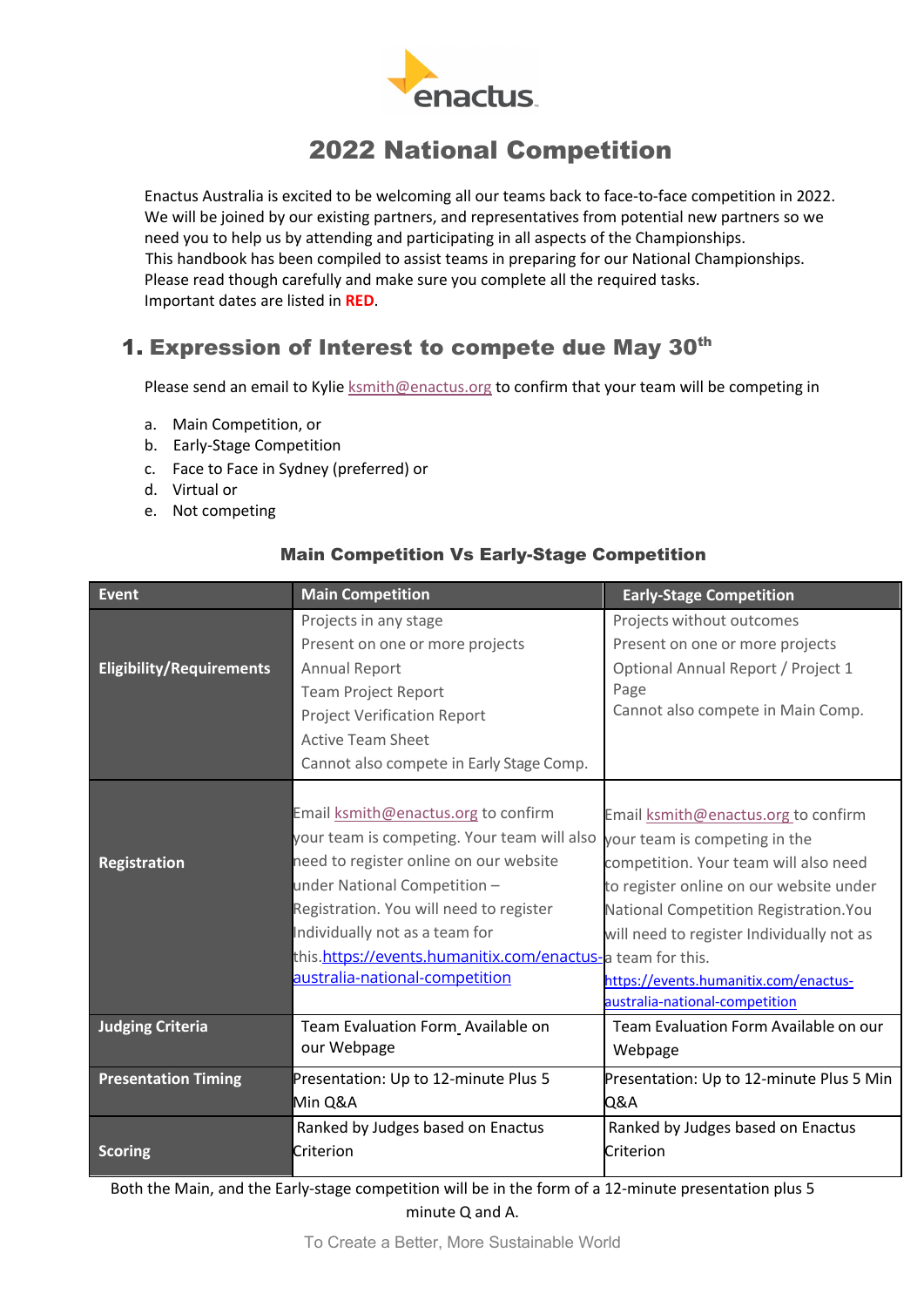# 2022 National Competition

Enactus Australia is excited to be welcoming all our teams back to face-to-face competition in 2022. We will be joined by our existing partners, and representatives from potential new partners so we need you to help us by attending and participating in all aspects of the Championships.
This handbook has been compiled to assist teams in preparing for our National Championships. Please read though carefully and make sure you complete all the required tasks.
Important dates are listed in **RED**.

## 1. Expression of Interest to compete due May 30th

Please send an email to Kylie ksmith@enactus.org to confirm that your team will be competing in

a. Main Competition, or
b. Early-Stage Competition
c. Face to Face in Sydney (preferred) or
d. Virtual or
e. Not competing

### Main Competition Vs Early-Stage Competition

| Event | Main Competition | Early-Stage Competition |
|---|---|---|
| **Eligibility/Requirements** | Projects in any stage<br>Present on one or more projects<br>Annual Report<br>Team Project Report<br>Project Verification Report<br>Active Team Sheet<br>Cannot also compete in Early Stage Comp. | Projects without outcomes<br>Present on one or more projects<br>Optional Annual Report / Project 1 Page<br>Cannot also compete in Main Comp. |
| **Registration** | Email ksmith@enactus.org to confirm your team is competing. Your team will also need to register online on our website under National Competition – Registration. You will need to register Individually not as a team for this. https://events.humanitix.com/enactus-australia-national-competition | Email ksmith@enactus.org to confirm your team is competing in the competition. Your team will also need to register online on our website under National Competition Registration.You will need to register Individually not as a team for this. https://events.humanitix.com/enactus-australia-national-competition |
| **Judging Criteria** | Team Evaluation Form Available on our Webpage | Team Evaluation Form Available on our Webpage |
| **Presentation Timing** | Presentation: Up to 12-minute Plus 5 Min Q&A | Presentation: Up to 12-minute Plus 5 Min Q&A |
| **Scoring** | Ranked by Judges based on Enactus Criterion | Ranked by Judges based on Enactus Criterion |

Both the Main, and the Early-stage competition will be in the form of a 12-minute presentation plus 5 minute Q and A.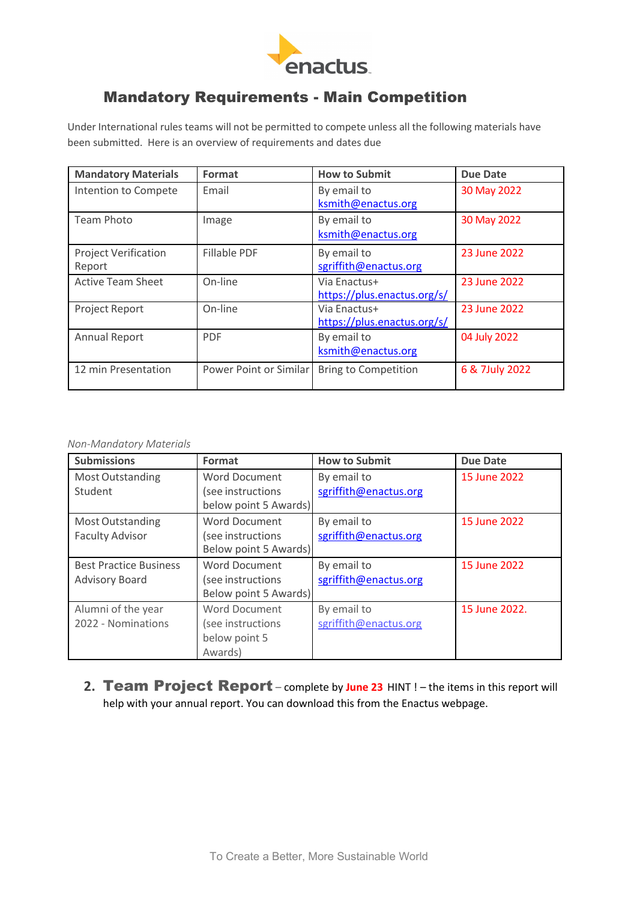## Mandatory Requirements - Main Competition

Under International rules teams will not be permitted to compete unless all the following materials have been submitted. Here is an overview of requirements and dates due

| Mandatory Materials | Format | How to Submit | Due Date |
|---|---|---|---|
| Intention to Compete | Email | By email to ksmith@enactus.org | 30 May 2022 |
| Team Photo | Image | By email to ksmith@enactus.org | 30 May 2022 |
| Project Verification Report | Fillable PDF | By email to sgriffith@enactus.org | 23 June 2022 |
| Active Team Sheet | On-line | Via Enactus+ https://plus.enactus.org/s/ | 23 June 2022 |
| Project Report | On-line | Via Enactus+ https://plus.enactus.org/s/ | 23 June 2022 |
| Annual Report | PDF | By email to ksmith@enactus.org | 04 July 2022 |
| 12 min Presentation | Power Point or Similar | Bring to Competition | 6 & 7July 2022 |

*Non-Mandatory Materials*

| Submissions | Format | How to Submit | Due Date |
|---|---|---|---|
| Most Outstanding Student | Word Document (see instructions below point 5 Awards) | By email to sgriffith@enactus.org | 15 June 2022 |
| Most Outstanding Faculty Advisor | Word Document (see instructions Below point 5 Awards) | By email to sgriffith@enactus.org | 15 June 2022 |
| Best Practice Business Advisory Board | Word Document (see instructions Below point 5 Awards) | By email to sgriffith@enactus.org | 15 June 2022 |
| Alumni of the year 2022 - Nominations | Word Document (see instructions below point 5 Awards) | By email to sgriffith@enactus.org | 15 June 2022. |

2. **Team Project Report** – complete by **June 23** HINT ! – the items in this report will help with your annual report. You can download this from the Enactus webpage.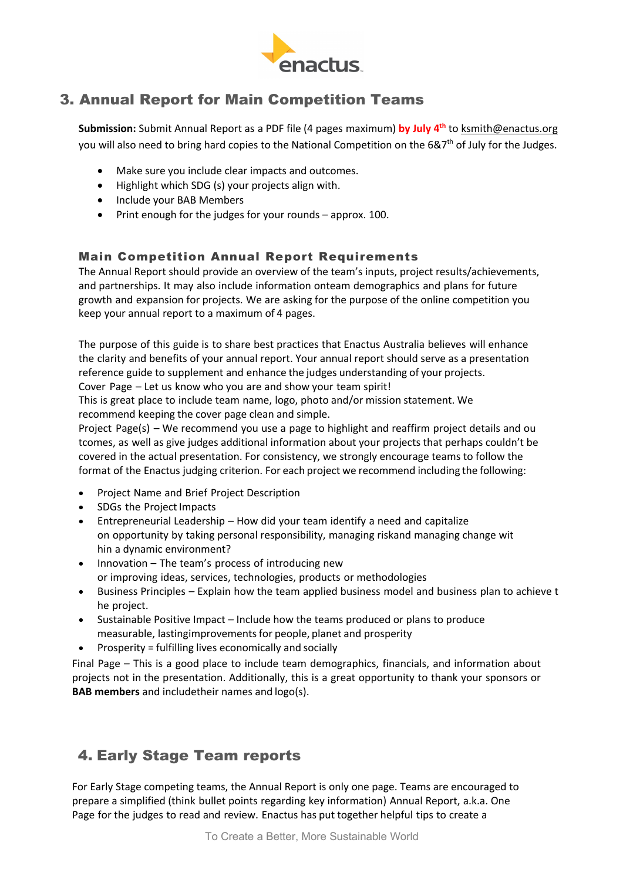## 3. Annual Report for Main Competition Teams

**Submission:** Submit Annual Report as a PDF file (4 pages maximum) **by July 4th** to ksmith@enactus.org you will also need to bring hard copies to the National Competition on the 6&7th of July for the Judges.

- Make sure you include clear impacts and outcomes.
- Highlight which SDG (s) your projects align with.
- Include your BAB Members
- Print enough for the judges for your rounds – approx. 100.

### Main Competition Annual Report Requirements

The Annual Report should provide an overview of the team's inputs, project results/achievements, and partnerships. It may also include information onteam demographics and plans for future growth and expansion for projects. We are asking for the purpose of the online competition you keep your annual report to a maximum of 4 pages.

The purpose of this guide is to share best practices that Enactus Australia believes will enhance the clarity and benefits of your annual report. Your annual report should serve as a presentation reference guide to supplement and enhance the judges understanding of your projects.
Cover Page – Let us know who you are and show your team spirit!
This is great place to include team name, logo, photo and/or mission statement. We recommend keeping the cover page clean and simple.
Project Page(s) – We recommend you use a page to highlight and reaffirm project details and outcomes, as well as give judges additional information about your projects that perhaps couldn't be covered in the actual presentation. For consistency, we strongly encourage teams to follow the format of the Enactus judging criterion. For each project we recommend including the following:

- Project Name and Brief Project Description
- SDGs the Project Impacts
- Entrepreneurial Leadership – How did your team identify a need and capitalize on opportunity by taking personal responsibility, managing riskand managing change within a dynamic environment?
- Innovation – The team's process of introducing new or improving ideas, services, technologies, products or methodologies
- Business Principles – Explain how the team applied business model and business plan to achieve the project.
- Sustainable Positive Impact – Include how the teams produced or plans to produce measurable, lastingimprovements for people, planet and prosperity
- Prosperity = fulfilling lives economically and socially

Final Page – This is a good place to include team demographics, financials, and information about projects not in the presentation. Additionally, this is a great opportunity to thank your sponsors or **BAB members** and includetheir names and logo(s).

## 4. Early Stage Team reports

For Early Stage competing teams, the Annual Report is only one page. Teams are encouraged to prepare a simplified (think bullet points regarding key information) Annual Report, a.k.a. One Page for the judges to read and review. Enactus has put together helpful tips to create a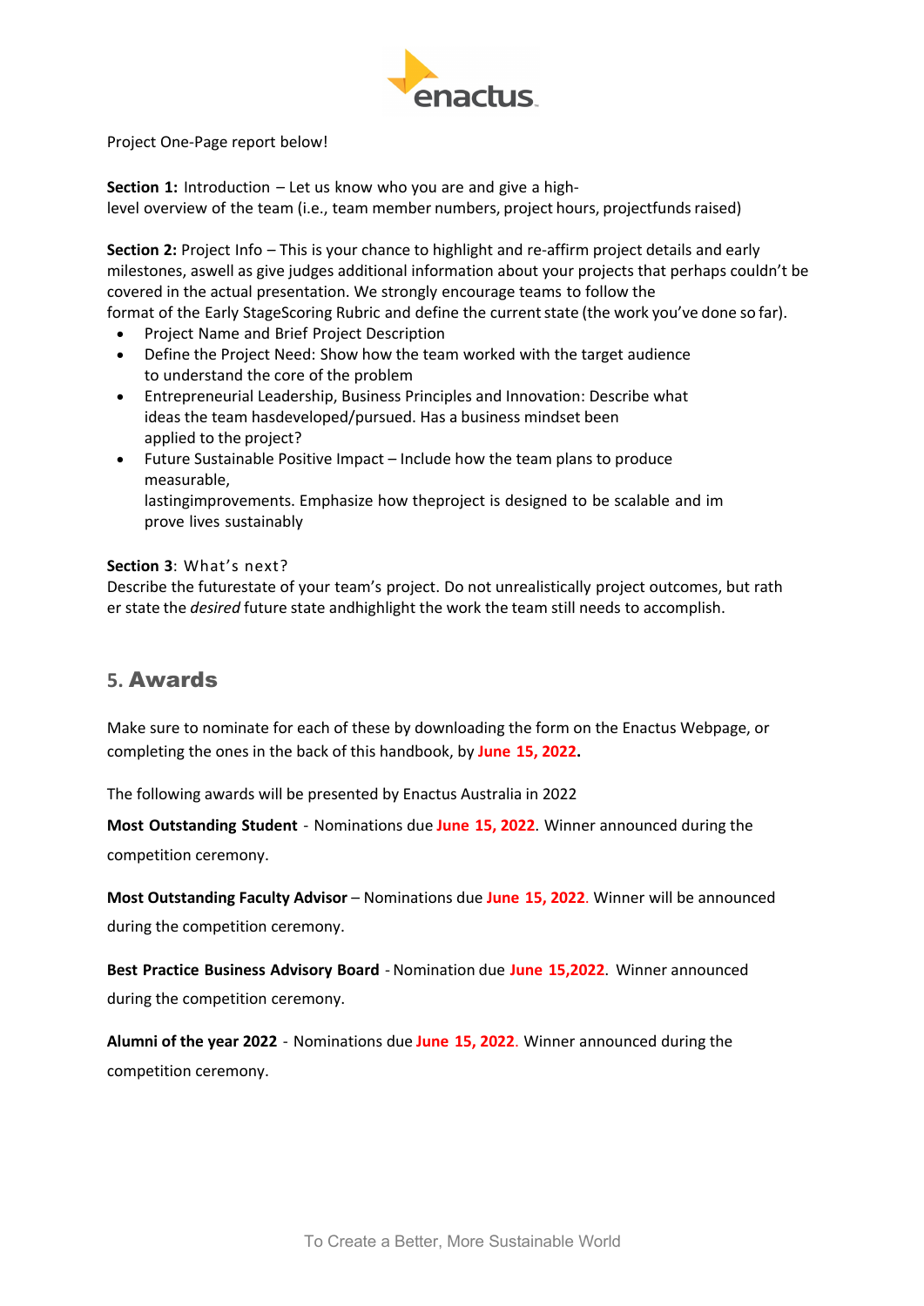Project One-Page report below!

**Section 1:** Introduction – Let us know who you are and give a high-level overview of the team (i.e., team member numbers, project hours, projectfunds raised)

**Section 2:** Project Info – This is your chance to highlight and re-affirm project details and early milestones, aswell as give judges additional information about your projects that perhaps couldn't be covered in the actual presentation. We strongly encourage teams to follow the format of the Early StageScoring Rubric and define the current state (the work you've done so far).

- Project Name and Brief Project Description
- Define the Project Need: Show how the team worked with the target audience to understand the core of the problem
- Entrepreneurial Leadership, Business Principles and Innovation: Describe what ideas the team hasdeveloped/pursued. Has a business mindset been applied to the project?
- Future Sustainable Positive Impact – Include how the team plans to produce measurable, lastingimprovements. Emphasize how theproject is designed to be scalable and im prove lives sustainably

**Section 3**: What's next?
Describe the futurestate of your team's project. Do not unrealistically project outcomes, but rath er state the *desired* future state andhighlight the work the team still needs to accomplish.

## 5. Awards

Make sure to nominate for each of these by downloading the form on the Enactus Webpage, or completing the ones in the back of this handbook, by **June 15, 2022.**

The following awards will be presented by Enactus Australia in 2022

**Most Outstanding Student** - Nominations due **June 15, 2022**. Winner announced during the competition ceremony.

**Most Outstanding Faculty Advisor** – Nominations due **June 15, 2022**. Winner will be announced during the competition ceremony.

**Best Practice Business Advisory Board** - Nomination due **June 15,2022**. Winner announced during the competition ceremony.

**Alumni of the year 2022** - Nominations due **June 15, 2022**. Winner announced during the competition ceremony.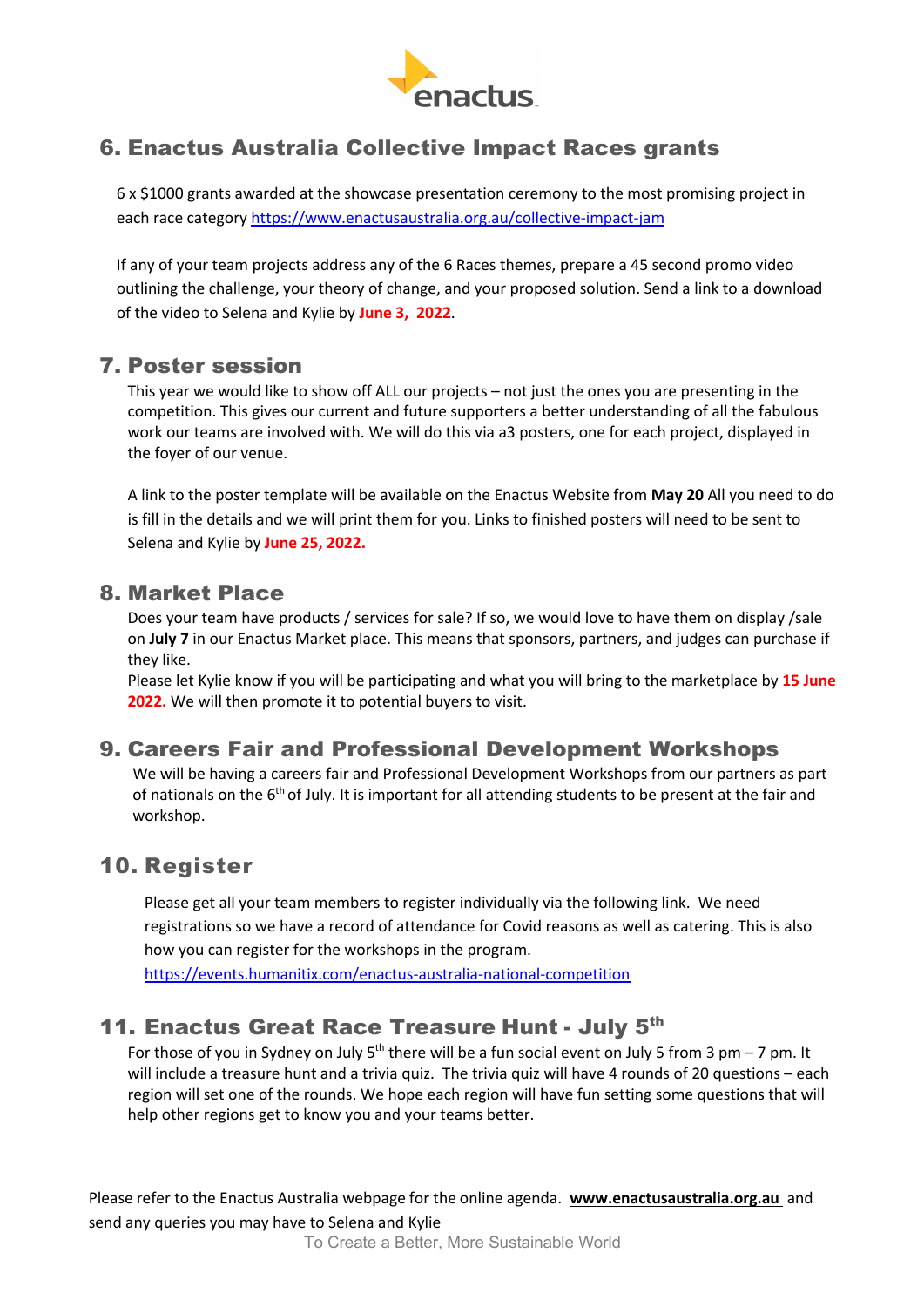## 6. Enactus Australia Collective Impact Races grants

6 x $1000 grants awarded at the showcase presentation ceremony to the most promising project in each race category https://www.enactusaustralia.org.au/collective-impact-jam

If any of your team projects address any of the 6 Races themes, prepare a 45 second promo video outlining the challenge, your theory of change, and your proposed solution. Send a link to a download of the video to Selena and Kylie by **June 3, 2022**.

## 7. Poster session

This year we would like to show off ALL our projects – not just the ones you are presenting in the competition. This gives our current and future supporters a better understanding of all the fabulous work our teams are involved with. We will do this via a3 posters, one for each project, displayed in the foyer of our venue.

A link to the poster template will be available on the Enactus Website from **May 20** All you need to do is fill in the details and we will print them for you. Links to finished posters will need to be sent to Selena and Kylie by **June 25, 2022.**

## 8. Market Place

Does your team have products / services for sale? If so, we would love to have them on display /sale on **July 7** in our Enactus Market place. This means that sponsors, partners, and judges can purchase if they like.
Please let Kylie know if you will be participating and what you will bring to the marketplace by **15 June 2022.** We will then promote it to potential buyers to visit.

## 9. Careers Fair and Professional Development Workshops

We will be having a careers fair and Professional Development Workshops from our partners as part of nationals on the 6th of July. It is important for all attending students to be present at the fair and workshop.

## 10. Register

Please get all your team members to register individually via the following link. We need registrations so we have a record of attendance for Covid reasons as well as catering. This is also how you can register for the workshops in the program.
https://events.humanitix.com/enactus-australia-national-competition

## 11. Enactus Great Race Treasure Hunt - July 5th

For those of you in Sydney on July 5th there will be a fun social event on July 5 from 3 pm – 7 pm. It will include a treasure hunt and a trivia quiz. The trivia quiz will have 4 rounds of 20 questions – each region will set one of the rounds. We hope each region will have fun setting some questions that will help other regions get to know you and your teams better.

Please refer to the Enactus Australia webpage for the online agenda. **www.enactusaustralia.org.au** and send any queries you may have to Selena and Kylie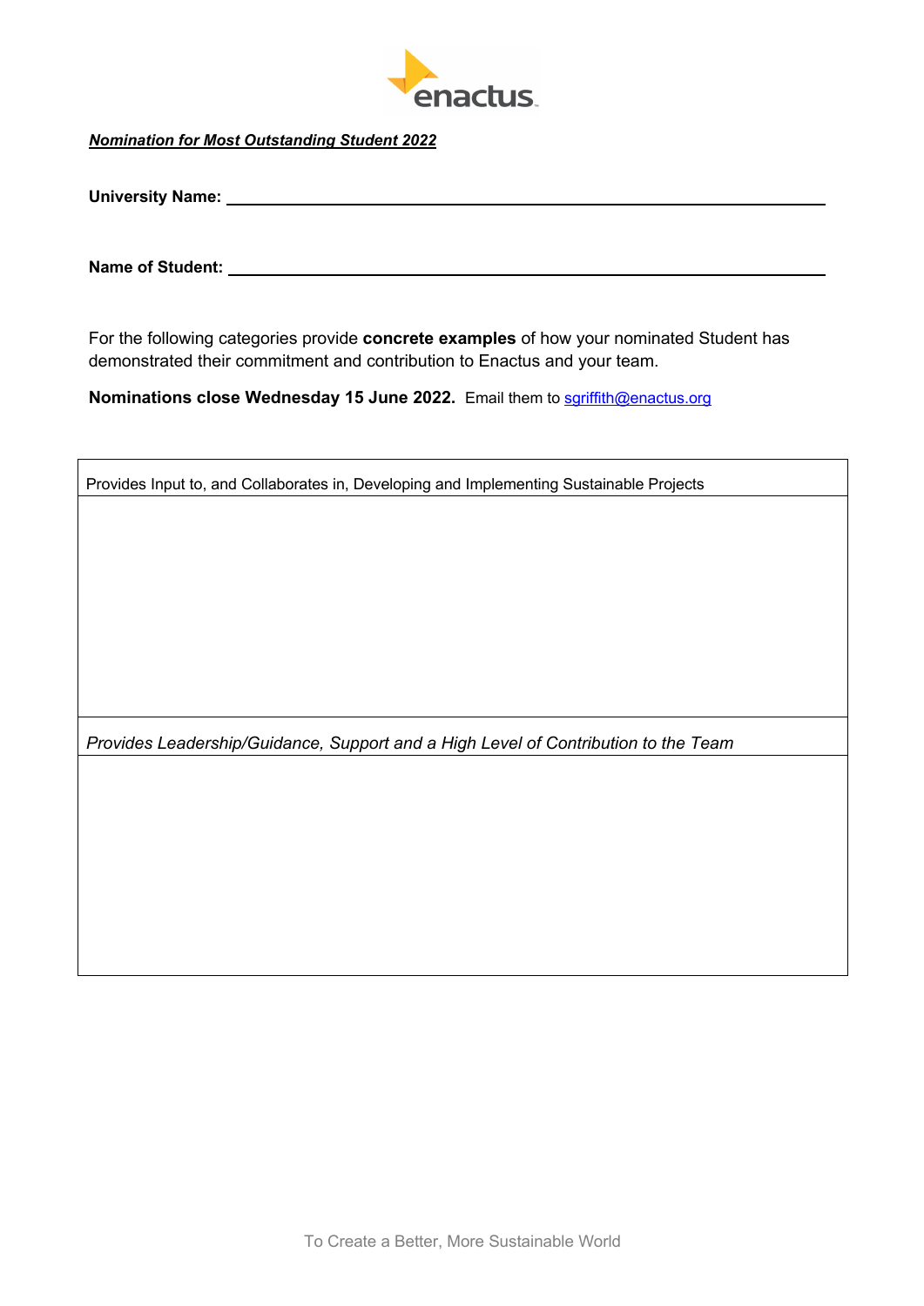***Nomination for Most Outstanding Student 2022***

**University Name:** ______________________________________________

**Name of Student:** ______________________________________________

For the following categories provide **concrete examples** of how your nominated Student has demonstrated their commitment and contribution to Enactus and your team.

**Nominations close Wednesday 15 June 2022.** Email them to sgriffith@enactus.org

| Provides Input to, and Collaborates in, Developing and Implementing Sustainable Projects |
| --- |
| |
| *Provides Leadership/Guidance, Support and a High Level of Contribution to the Team* |
| |

To Create a Better, More Sustainable World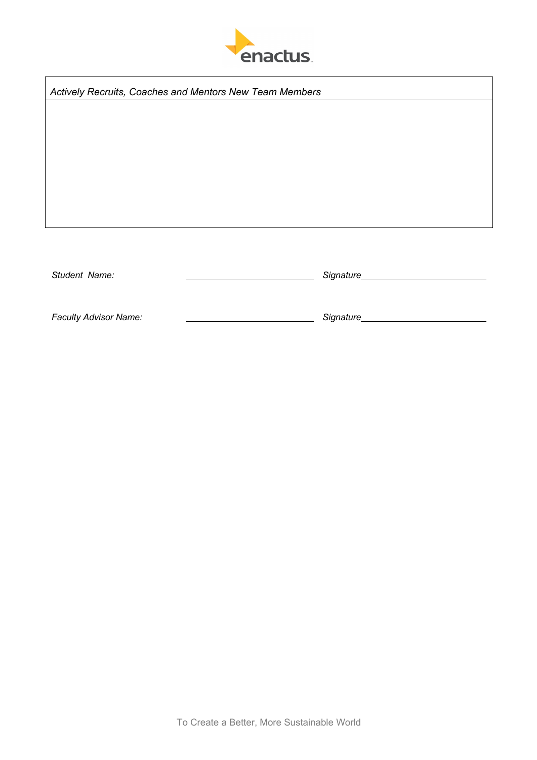| *Actively Recruits, Coaches and Mentors New Team Members* |
|---|
| |

*Student Name:* ____________________ *Signature* ____________________

*Faculty Advisor Name:* ____________________ *Signature* ____________________

To Create a Better, More Sustainable World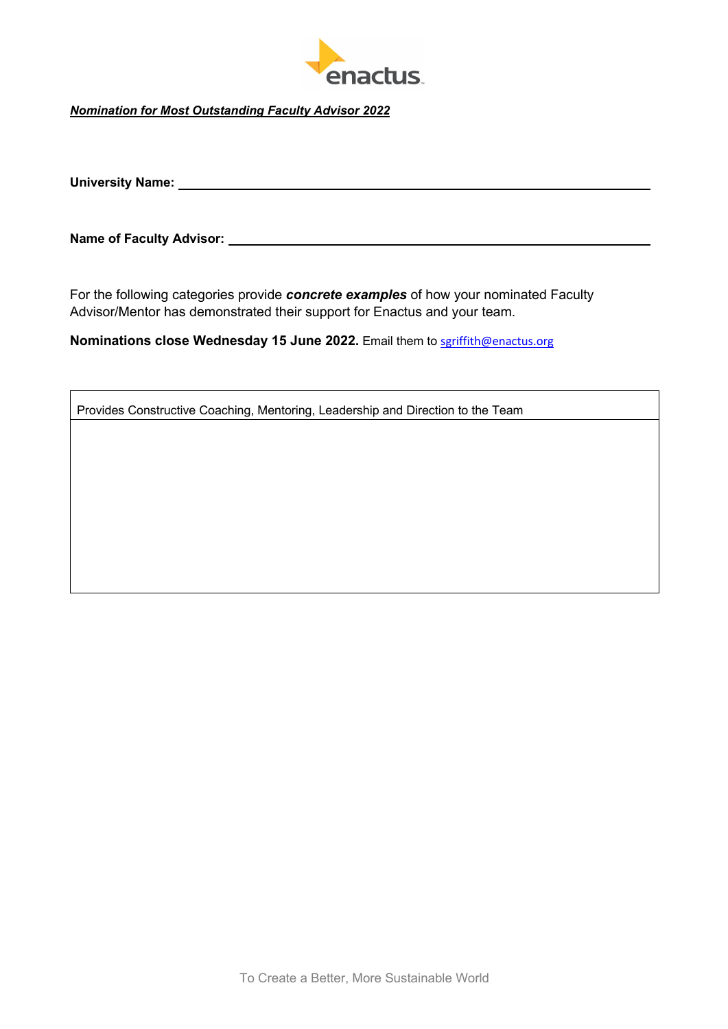***Nomination for Most Outstanding Faculty Advisor 2022***

**University Name:** \_\_\_\_\_\_\_\_\_\_\_\_\_\_\_\_\_\_\_\_\_\_\_\_\_\_\_\_\_\_\_\_\_\_\_\_\_\_\_\_\_\_\_\_\_\_\_\_

**Name of Faculty Advisor:** \_\_\_\_\_\_\_\_\_\_\_\_\_\_\_\_\_\_\_\_\_\_\_\_\_\_\_\_\_\_\_\_\_\_\_\_\_\_\_\_\_\_\_\_\_\_\_\_

For the following categories provide ***concrete examples*** of how your nominated Faculty Advisor/Mentor has demonstrated their support for Enactus and your team.

**Nominations close Wednesday 15 June 2022.** Email them to sgriffith@enactus.org

| Provides Constructive Coaching, Mentoring, Leadership and Direction to the Team |
| --- |
| |

To Create a Better, More Sustainable World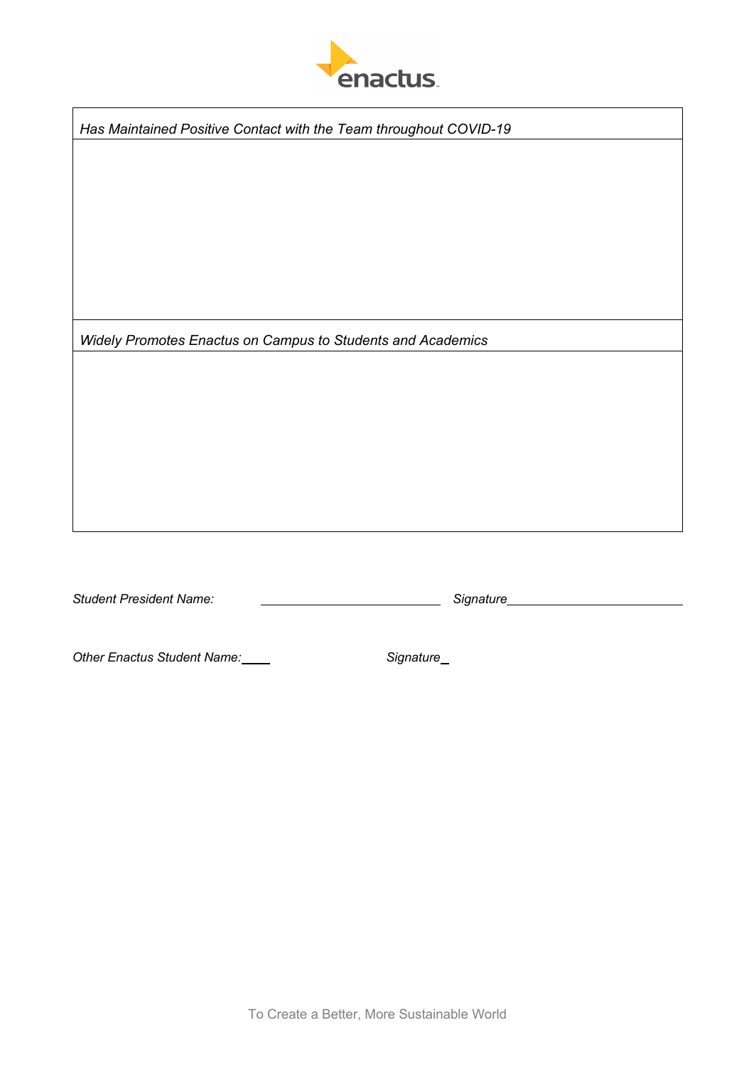| *Has Maintained Positive Contact with the Team throughout COVID-19* |
| --- |
| |
| *Widely Promotes Enactus on Campus to Students and Academics* |
| |

*Student President Name:* ____________________ *Signature*____________________

*Other Enactus Student Name:*____ *Signature*_

To Create a Better, More Sustainable World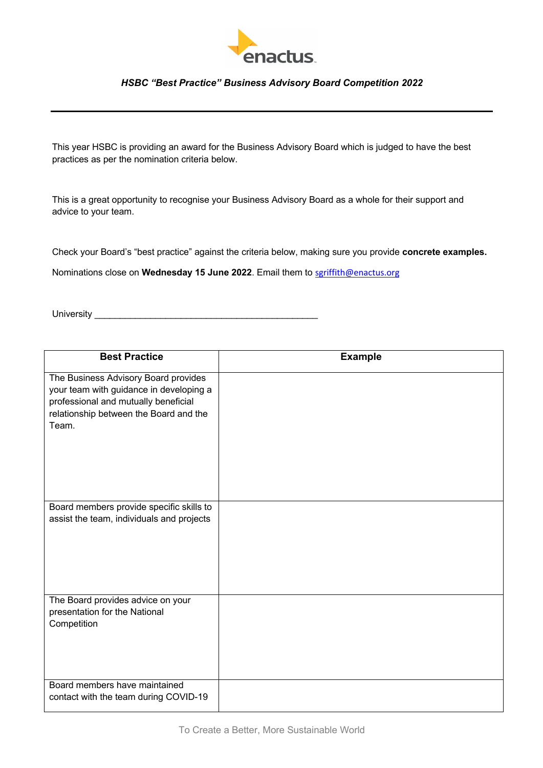enactus

***HSBC "Best Practice" Business Advisory Board Competition 2022***

---

This year HSBC is providing an award for the Business Advisory Board which is judged to have the best practices as per the nomination criteria below.

This is a great opportunity to recognise your Business Advisory Board as a whole for their support and advice to your team.

Check your Board's "best practice" against the criteria below, making sure you provide **concrete examples.**

Nominations close on **Wednesday 15 June 2022**. Email them to sgriffith@enactus.org

University _____________________________________________

| Best Practice | Example |
|---|---|
| The Business Advisory Board provides your team with guidance in developing a professional and mutually beneficial relationship between the Board and the Team. | |
| Board members provide specific skills to assist the team, individuals and projects | |
| The Board provides advice on your presentation for the National Competition | |
| Board members have maintained contact with the team during COVID-19 | |

To Create a Better, More Sustainable World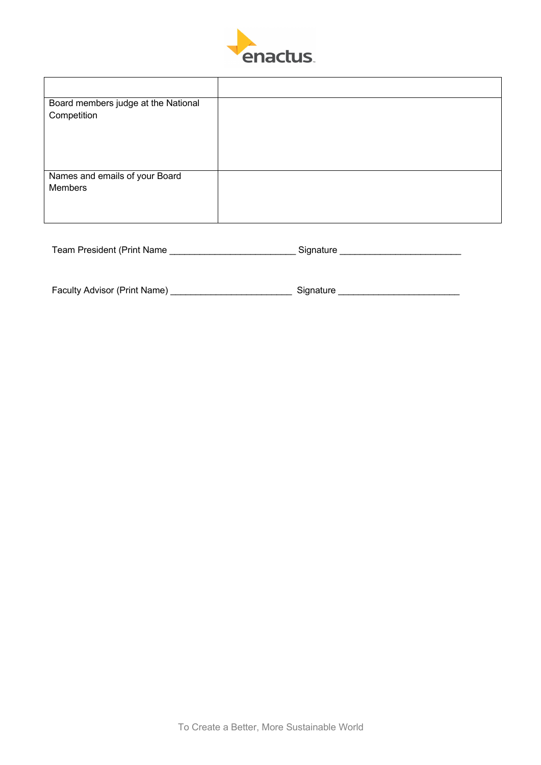| | |
|---|---|
| Board members judge at the National Competition | |
| Names and emails of your Board Members | |

Team President (Print Name ________________________ Signature _______________________

Faculty Advisor (Print Name) _______________________ Signature _______________________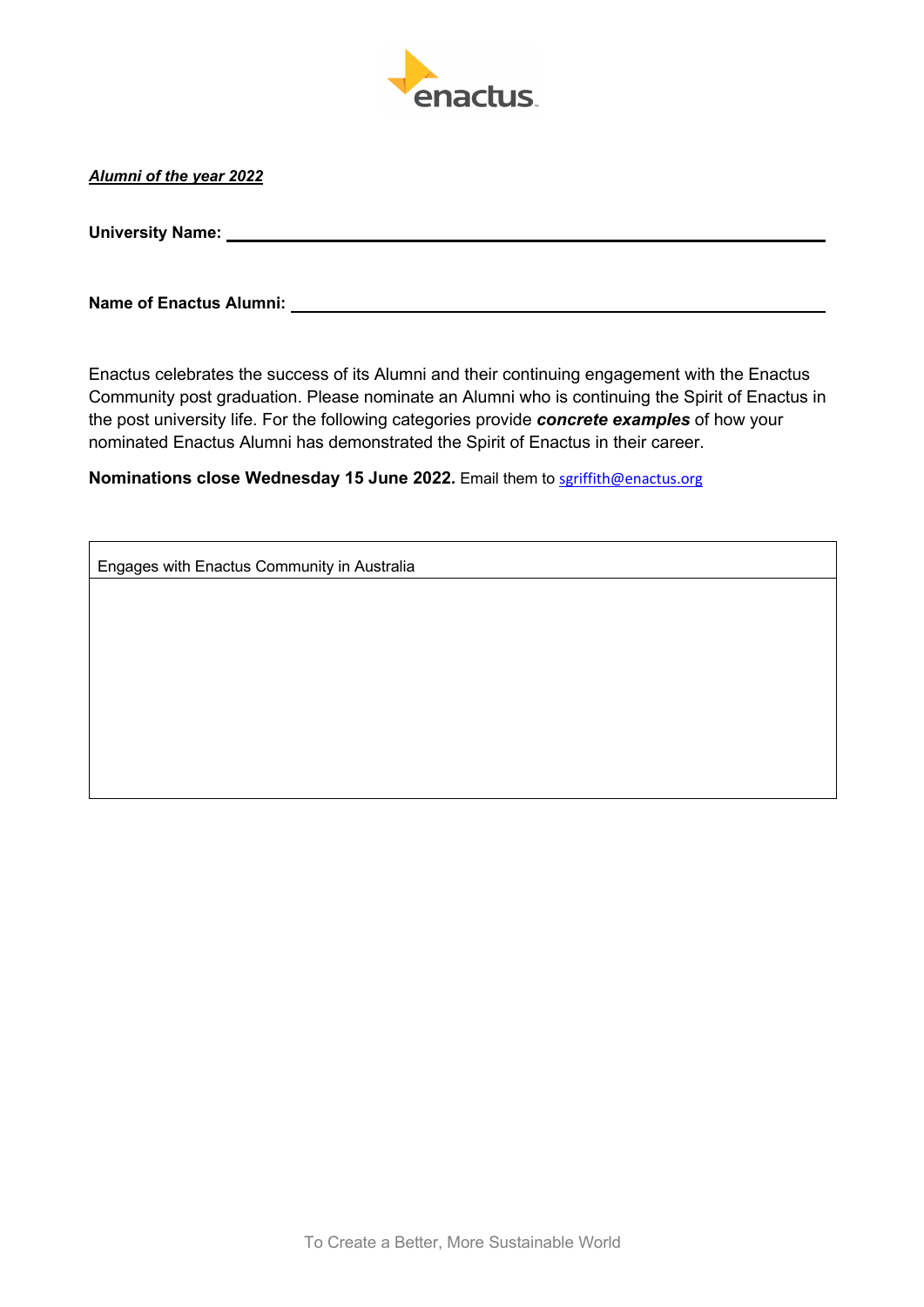***Alumni of the year 2022***

**University Name:** ______________________________________________

**Name of Enactus Alumni:** ______________________________________________

Enactus celebrates the success of its Alumni and their continuing engagement with the Enactus Community post graduation. Please nominate an Alumni who is continuing the Spirit of Enactus in the post university life. For the following categories provide ***concrete examples*** of how your nominated Enactus Alumni has demonstrated the Spirit of Enactus in their career.

**Nominations close Wednesday 15 June 2022.** Email them to sgriffith@enactus.org

| Engages with Enactus Community in Australia |
| --- |
| |

To Create a Better, More Sustainable World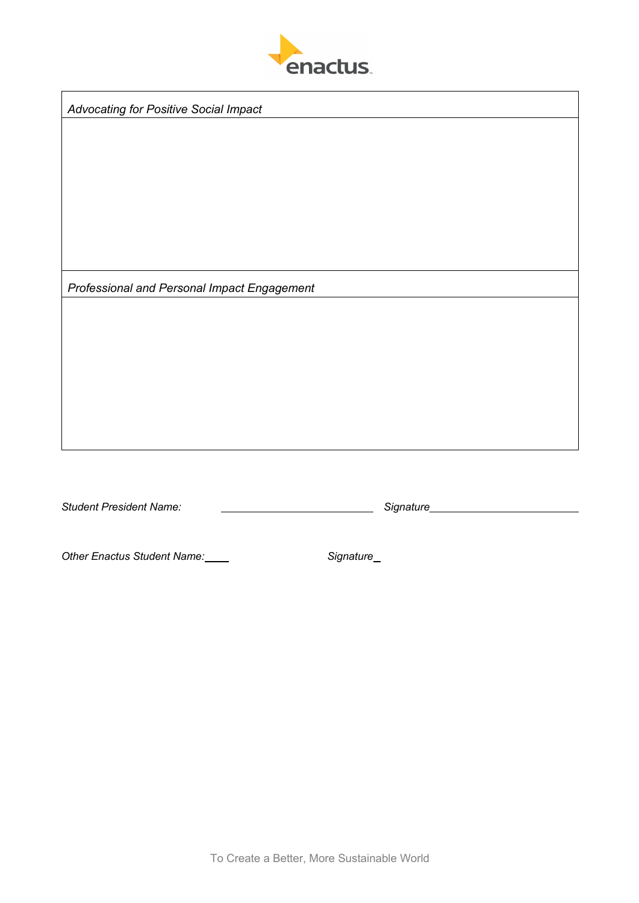| *Advocating for Positive Social Impact* |
| --- |
| |
| *Professional and Personal Impact Engagement* |
| |

*Student President Name:* \_\_\_\_\_\_\_\_\_\_\_\_\_\_\_\_\_\_\_\_\_\_\_\_\_\_ *Signature*\_\_\_\_\_\_\_\_\_\_\_\_\_\_\_\_\_\_\_\_\_\_\_\_\_\_

*Other Enactus Student Name:*\_\_\_\_ *Signature*\_

To Create a Better, More Sustainable World